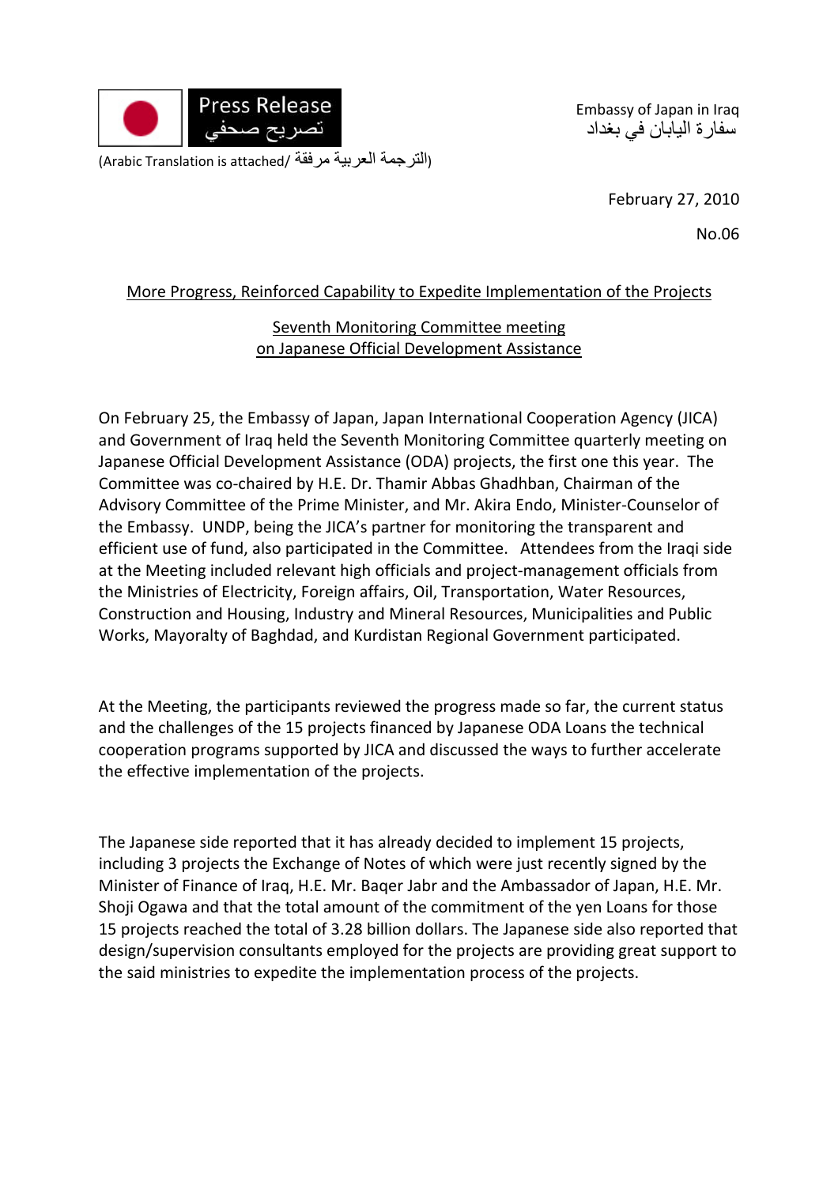Press Release
تصريح صحفي

(Arabic Translation is attached/ الترجمة العربية مرفقة)

Embassy of Japan in Iraq
سفارة اليابان في بغداد

February 27, 2010

No.06

## More Progress, Reinforced Capability to Expedite Implementation of the Projects

### Seventh Monitoring Committee meeting on Japanese Official Development Assistance

On February 25, the Embassy of Japan, Japan International Cooperation Agency (JICA) and Government of Iraq held the Seventh Monitoring Committee quarterly meeting on Japanese Official Development Assistance (ODA) projects, the first one this year. The Committee was co-chaired by H.E. Dr. Thamir Abbas Ghadhban, Chairman of the Advisory Committee of the Prime Minister, and Mr. Akira Endo, Minister-Counselor of the Embassy. UNDP, being the JICA's partner for monitoring the transparent and efficient use of fund, also participated in the Committee. Attendees from the Iraqi side at the Meeting included relevant high officials and project-management officials from the Ministries of Electricity, Foreign affairs, Oil, Transportation, Water Resources, Construction and Housing, Industry and Mineral Resources, Municipalities and Public Works, Mayoralty of Baghdad, and Kurdistan Regional Government participated.

At the Meeting, the participants reviewed the progress made so far, the current status and the challenges of the 15 projects financed by Japanese ODA Loans the technical cooperation programs supported by JICA and discussed the ways to further accelerate the effective implementation of the projects.

The Japanese side reported that it has already decided to implement 15 projects, including 3 projects the Exchange of Notes of which were just recently signed by the Minister of Finance of Iraq, H.E. Mr. Baqer Jabr and the Ambassador of Japan, H.E. Mr. Shoji Ogawa and that the total amount of the commitment of the yen Loans for those 15 projects reached the total of 3.28 billion dollars. The Japanese side also reported that design/supervision consultants employed for the projects are providing great support to the said ministries to expedite the implementation process of the projects.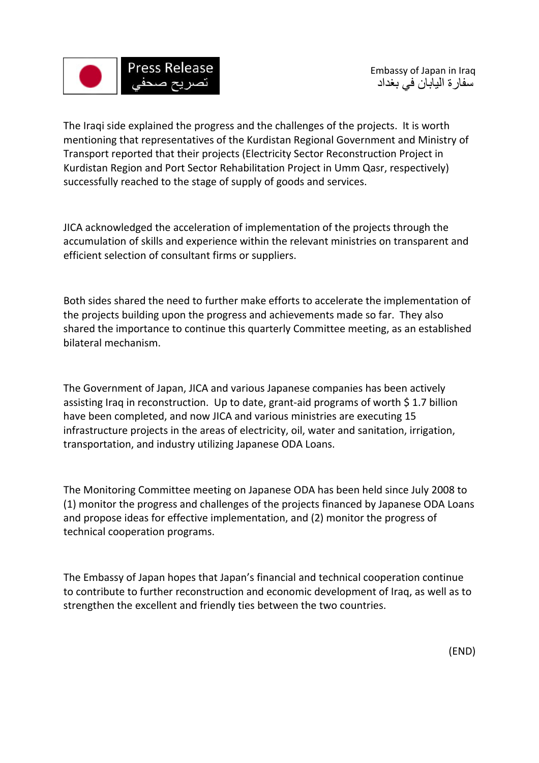The Iraqi side explained the progress and the challenges of the projects. It is worth mentioning that representatives of the Kurdistan Regional Government and Ministry of Transport reported that their projects (Electricity Sector Reconstruction Project in Kurdistan Region and Port Sector Rehabilitation Project in Umm Qasr, respectively) successfully reached to the stage of supply of goods and services.

JICA acknowledged the acceleration of implementation of the projects through the accumulation of skills and experience within the relevant ministries on transparent and efficient selection of consultant firms or suppliers.

Both sides shared the need to further make efforts to accelerate the implementation of the projects building upon the progress and achievements made so far. They also shared the importance to continue this quarterly Committee meeting, as an established bilateral mechanism.

The Government of Japan, JICA and various Japanese companies has been actively assisting Iraq in reconstruction. Up to date, grant-aid programs of worth $ 1.7 billion have been completed, and now JICA and various ministries are executing 15 infrastructure projects in the areas of electricity, oil, water and sanitation, irrigation, transportation, and industry utilizing Japanese ODA Loans.

The Monitoring Committee meeting on Japanese ODA has been held since July 2008 to (1) monitor the progress and challenges of the projects financed by Japanese ODA Loans and propose ideas for effective implementation, and (2) monitor the progress of technical cooperation programs.

The Embassy of Japan hopes that Japan's financial and technical cooperation continue to contribute to further reconstruction and economic development of Iraq, as well as to strengthen the excellent and friendly ties between the two countries.

(END)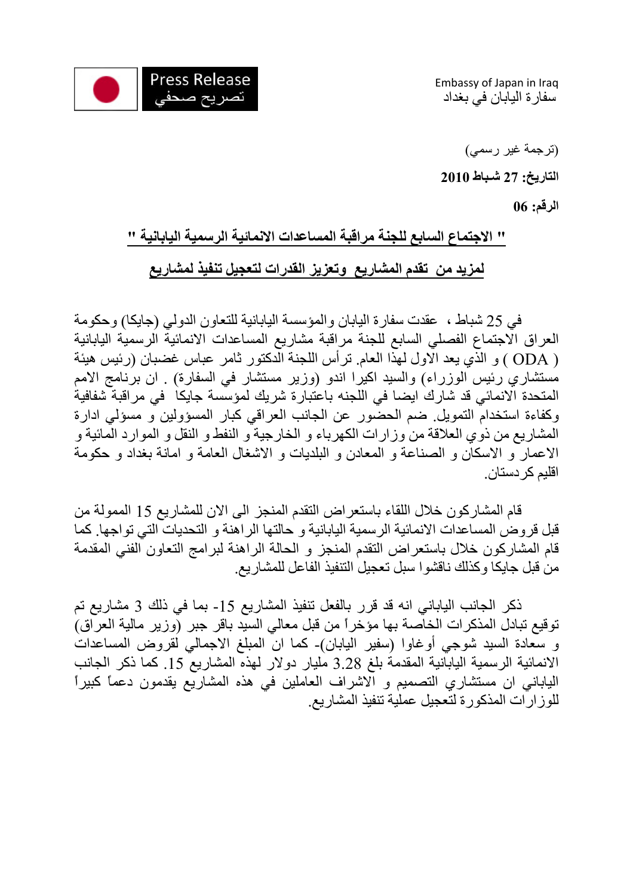Press Release
تصريح صحفي

Embassy of Japan in Iraq
سفارة اليابان في بغداد

(ترجمة غير رسمي)

**التاريخ: 27 شباط 2010**

**الرقم: 06**

## " الاجتماع السابع للجنة مراقبة المساعدات الانمائية الرسمية اليابانية "

## لمزيد من تقدم المشاريع وتعزيز القدرات لتعجيل تنفيذ لمشاريع

في 25 شباط ، عقدت سفارة اليابان والمؤسسة اليابانية للتعاون الدولي (جايكا) وحكومة العراق الاجتماع الفصلي السابع للجنة مراقبة مشاريع المساعدات الانمائية الرسمية اليابانية ( ODA ) و الذي يعد الاول لهذا العام. ترأس اللجنة الدكتور ثامر عباس غضبان (رئيس هيئة مستشاري رئيس الوزراء) والسيد اكيرا اندو (وزير مستشار في السفارة) . ان برنامج الامم المتحدة الانمائي قد شارك ايضا في اللجنه باعتبارة شريك لمؤسسة جايكا في مراقبة شفافية وكفاءة استخدام التمويل. ضم الحضور عن الجانب العراقي كبار المسؤولين و مسؤلي ادارة المشاريع من ذوي العلاقة من وزارات الكهرباء و الخارجية و النفط و النقل و الموارد المائية و الاعمار و الاسكان و الصناعة و المعادن و البلديات و الاشغال العامة و امانة بغداد و حكومة اقليم كردستان.

قام المشاركون خلال اللقاء باستعراض التقدم المنجز الى الان للمشاريع 15 الممولة من قبل قروض المساعدات الانمائية الرسمية اليابانية و حالتها الراهنة و التحديات التي تواجها. كما قام المشاركون خلال باستعراض التقدم المنجز و الحالة الراهنة لبرامج التعاون الفني المقدمة من قبل جايكا وكذلك ناقشوا سبل تعجيل التنفيذ الفاعل للمشاريع.

ذكر الجانب الياباني انه قد قرر بالفعل تنفيذ المشاريع 15- بما في ذلك 3 مشاريع تم توقيع تبادل المذكرات الخاصة بها مؤخراً من قبل معالي السيد باقر جبر (وزير مالية العراق) و سعادة السيد شوجي أوغاوا (سفير اليابان)- كما ان المبلغ الاجمالي لقروض المساعدات الانمائية الرسمية اليابانية المقدمة بلغ 3.28 مليار دولار لهذه المشاريع 15. كما ذكر الجانب الياباني ان مستشاري التصميم و الاشراف العاملين في هذه المشاريع يقدمون دعماً كبيراً للوزارات المذكورة لتعجيل عملية تنفيذ المشاريع.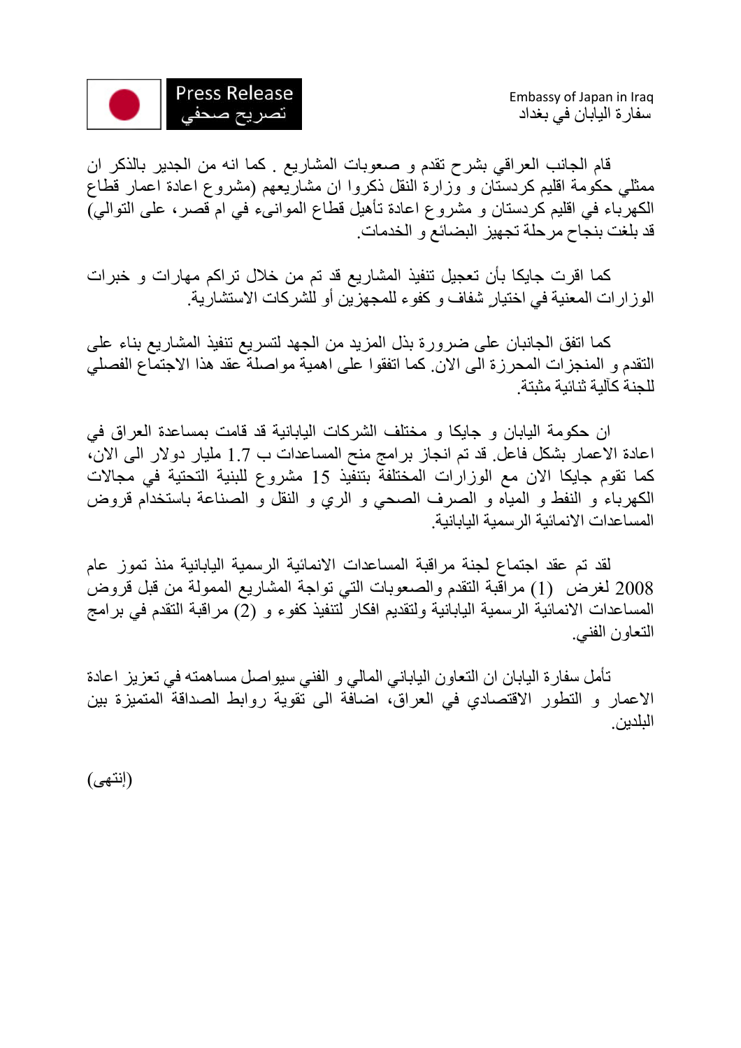Press Release

تصريح صحفي

Embassy of Japan in Iraq

سفارة اليابان في بغداد

قام الجانب العراقي بشرح تقدم و صعوبات المشاريع . كما انه من الجدير بالذكر ان ممثلي حكومة اقليم كردستان و وزارة النقل ذكروا ان مشاريعهم (مشروع اعادة اعمار قطاع الكهرباء في اقليم كردستان و مشروع اعادة تأهيل قطاع الموانيء في ام قصر، على التوالي) قد بلغت بنجاح مرحلة تجهيز البضائع و الخدمات.

كما اقرت جايكا بأن تعجيل تنفيذ المشاريع قد تم من خلال تراكم مهارات و خبرات الوزارات المعنية في اختيار شفاف و كفوء للمجهزين أو للشركات الاستشارية.

كما اتفق الجانبان على ضرورة بذل المزيد من الجهد لتسريع تنفيذ المشاريع بناء على التقدم و المنجزات المحرزة الى الان. كما اتفقوا على اهمية مواصلة عقد هذا الاجتماع الفصلي للجنة كآلية ثنائية مثبتة.

ان حكومة اليابان و جايكا و مختلف الشركات اليابانية قد قامت بمساعدة العراق في اعادة الاعمار بشكل فاعل. قد تم انجاز برامج منح المساعدات ب 1.7 مليار دولار الى الان، كما تقوم جايكا الان مع الوزارات المختلفة بتنفيذ 15 مشروع للبنية التحتية في مجالات الكهرباء و النفط و المياه و الصرف الصحي و الري و النقل و الصناعة باستخدام قروض المساعدات الانمائية الرسمية اليابانية.

لقد تم عقد اجتماع لجنة مراقبة المساعدات الانمائية الرسمية اليابانية منذ تموز عام 2008 لغرض (1) مراقبة التقدم والصعوبات التي تواجة المشاريع الممولة من قبل قروض المساعدات الانمائية الرسمية اليابانية ولتقديم افكار لتنفيذ كفوء و (2) مراقبة التقدم في برامج التعاون الفني.

تأمل سفارة اليابان ان التعاون الياباني المالي و الفني سيواصل مساهمته في تعزيز اعادة الاعمار و التطور الاقتصادي في العراق، اضافة الى تقوية روابط الصداقة المتميزة بين البلدين.

(إنتهى)